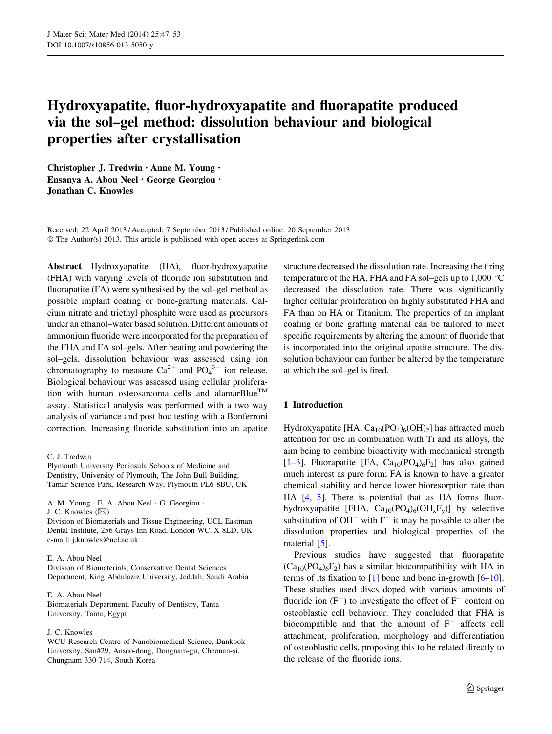# Hydroxyapatite, fluor-hydroxyapatite and fluorapatite produced via the sol–gel method: dissolution behaviour and biological properties after crystallisation

**Christopher J. Tredwin · Anne M. Young · Ensanya A. Abou Neel · George Georgiou · Jonathan C. Knowles**

Received: 22 April 2013 / Accepted: 7 September 2013 / Published online: 20 September 2013
© The Author(s) 2013. This article is published with open access at Springerlink.com

**Abstract** Hydroxyapatite (HA), fluor-hydroxyapatite (FHA) with varying levels of fluoride ion substitution and fluorapatite (FA) were synthesised by the sol–gel method as possible implant coating or bone-grafting materials. Calcium nitrate and triethyl phosphite were used as precursors under an ethanol–water based solution. Different amounts of ammonium fluoride were incorporated for the preparation of the FHA and FA sol–gels. After heating and powdering the sol–gels, dissolution behaviour was assessed using ion chromatography to measure $Ca^{2+}$ and $PO_4^{3-}$ ion release. Biological behaviour was assessed using cellular proliferation with human osteosarcoma cells and alamarBlue™ assay. Statistical analysis was performed with a two way analysis of variance and post hoc testing with a Bonferroni correction. Increasing fluoride substitution into an apatite structure decreased the dissolution rate. Increasing the firing temperature of the HA, FHA and FA sol–gels up to 1,000 °C decreased the dissolution rate. There was significantly higher cellular proliferation on highly substituted FHA and FA than on HA or Titanium. The properties of an implant coating or bone grafting material can be tailored to meet specific requirements by altering the amount of fluoride that is incorporated into the original apatite structure. The dissolution behaviour can further be altered by the temperature at which the sol–gel is fired.

C. J. Tredwin
Plymouth University Peninsula Schools of Medicine and Dentistry, University of Plymouth, The John Bull Building, Tamar Science Park, Research Way, Plymouth PL6 8BU, UK

A. M. Young · E. A. Abou Neel · G. Georgiou · J. C. Knowles (✉)
Division of Biomaterials and Tissue Engineering, UCL Eastman Dental Institute, 256 Grays Inn Road, London WC1X 8LD, UK
e-mail: j.knowles@ucl.ac.uk

E. A. Abou Neel
Division of Biomaterials, Conservative Dental Sciences Department, King Abdulaziz University, Jeddah, Saudi Arabia

E. A. Abou Neel
Biomaterials Department, Faculty of Dentistry, Tanta University, Tanta, Egypt

J. C. Knowles
WCU Research Centre of Nanobiomedical Science, Dankook University, San#29, Anseo-dong, Dongnam-gu, Cheonan-si, Chungnam 330-714, South Korea

## 1 Introduction

Hydroxyapatite [HA, $Ca_{10}(PO_4)_6(OH)_2$] has attracted much attention for use in combination with Ti and its alloys, the aim being to combine bioactivity with mechanical strength [1–3]. Fluorapatite [FA, $Ca_{10}(PO_4)_6F_2$] has also gained much interest as pure form; FA is known to have a greater chemical stability and hence lower bioresorption rate than HA [4, 5]. There is potential that as HA forms fluor-hydroxyapatite [FHA, $Ca_{10}(PO_4)_6(OH_xF_y)$] by selective substitution of $OH^-$ with $F^-$ it may be possible to alter the dissolution properties and biological properties of the material [5].

Previous studies have suggested that fluorapatite ($Ca_{10}(PO_4)_6F_2$) has a similar biocompatibility with HA in terms of its fixation to [1] bone and bone in-growth [6–10]. These studies used discs doped with various amounts of fluoride ion ($F^-$) to investigate the effect of $F^-$ content on osteoblastic cell behaviour. They concluded that FHA is biocompatible and that the amount of $F^-$ affects cell attachment, proliferation, morphology and differentiation of osteoblastic cells, proposing this to be related directly to the release of the fluoride ions.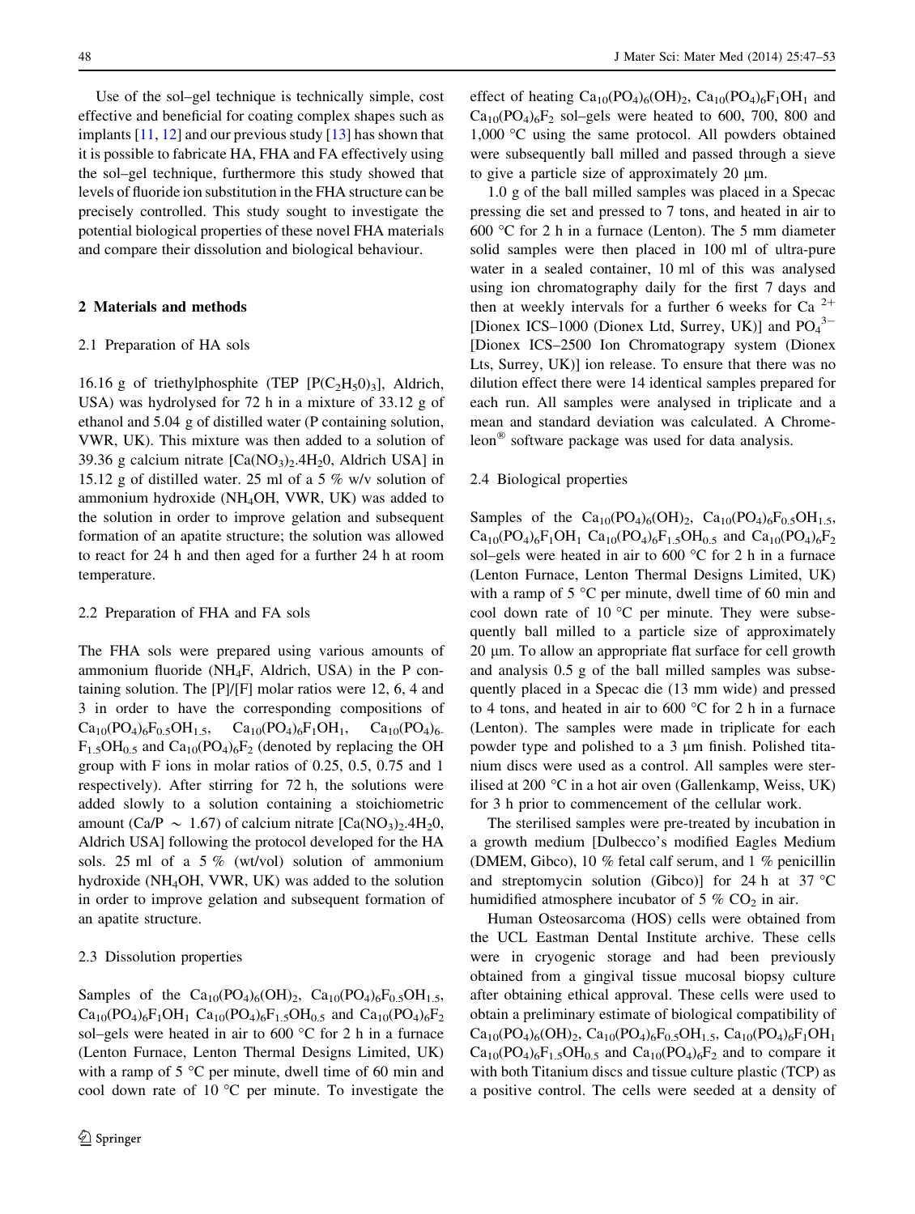Use of the sol–gel technique is technically simple, cost effective and beneficial for coating complex shapes such as implants [11, 12] and our previous study [13] has shown that it is possible to fabricate HA, FHA and FA effectively using the sol–gel technique, furthermore this study showed that levels of fluoride ion substitution in the FHA structure can be precisely controlled. This study sought to investigate the potential biological properties of these novel FHA materials and compare their dissolution and biological behaviour.

## 2 Materials and methods

### 2.1 Preparation of HA sols

16.16 g of triethylphosphite (TEP $[P(C_2H_50)_3]$, Aldrich, USA) was hydrolysed for 72 h in a mixture of 33.12 g of ethanol and 5.04 g of distilled water (P containing solution, VWR, UK). This mixture was then added to a solution of 39.36 g calcium nitrate $[Ca(NO_3)_2.4H_20$, Aldrich USA] in 15.12 g of distilled water. 25 ml of a 5 % w/v solution of ammonium hydroxide ($NH_4OH$, VWR, UK) was added to the solution in order to improve gelation and subsequent formation of an apatite structure; the solution was allowed to react for 24 h and then aged for a further 24 h at room temperature.

### 2.2 Preparation of FHA and FA sols

The FHA sols were prepared using various amounts of ammonium fluoride ($NH_4F$, Aldrich, USA) in the P containing solution. The [P]/[F] molar ratios were 12, 6, 4 and 3 in order to have the corresponding compositions of $Ca_{10}(PO_4)_6F_{0.5}OH_{1.5}$, $Ca_{10}(PO_4)_6F_1OH_1$, $Ca_{10}(PO_4)_6F_{1.5}OH_{0.5}$ and $Ca_{10}(PO_4)_6F_2$ (denoted by replacing the OH group with F ions in molar ratios of 0.25, 0.5, 0.75 and 1 respectively). After stirring for 72 h, the solutions were added slowly to a solution containing a stoichiometric amount (Ca/P $\sim$ 1.67) of calcium nitrate $[Ca(NO_3)_2.4H_20$, Aldrich USA] following the protocol developed for the HA sols. 25 ml of a 5 % (wt/vol) solution of ammonium hydroxide ($NH_4OH$, VWR, UK) was added to the solution in order to improve gelation and subsequent formation of an apatite structure.

### 2.3 Dissolution properties

Samples of the $Ca_{10}(PO_4)_6(OH)_2$, $Ca_{10}(PO_4)_6F_{0.5}OH_{1.5}$, $Ca_{10}(PO_4)_6F_1OH_1$ $Ca_{10}(PO_4)_6F_{1.5}OH_{0.5}$ and $Ca_{10}(PO_4)_6F_2$ sol–gels were heated in air to 600 °C for 2 h in a furnace (Lenton Furnace, Lenton Thermal Designs Limited, UK) with a ramp of 5 °C per minute, dwell time of 60 min and cool down rate of 10 °C per minute. To investigate the effect of heating $Ca_{10}(PO_4)_6(OH)_2$, $Ca_{10}(PO_4)_6F_1OH_1$ and $Ca_{10}(PO_4)_6F_2$ sol–gels were heated to 600, 700, 800 and 1,000 °C using the same protocol. All powders obtained were subsequently ball milled and passed through a sieve to give a particle size of approximately 20 μm.

1.0 g of the ball milled samples was placed in a Specac pressing die set and pressed to 7 tons, and heated in air to 600 °C for 2 h in a furnace (Lenton). The 5 mm diameter solid samples were then placed in 100 ml of ultra-pure water in a sealed container, 10 ml of this was analysed using ion chromatography daily for the first 7 days and then at weekly intervals for a further 6 weeks for $Ca^{2+}$ [Dionex ICS–1000 (Dionex Ltd, Surrey, UK)] and $PO_4^{3-}$ [Dionex ICS–2500 Ion Chromatograpy system (Dionex Lts, Surrey, UK)] ion release. To ensure that there was no dilution effect there were 14 identical samples prepared for each run. All samples were analysed in triplicate and a mean and standard deviation was calculated. A Chromeleon® software package was used for data analysis.

### 2.4 Biological properties

Samples of the $Ca_{10}(PO_4)_6(OH)_2$, $Ca_{10}(PO_4)_6F_{0.5}OH_{1.5}$, $Ca_{10}(PO_4)_6F_1OH_1$ $Ca_{10}(PO_4)_6F_{1.5}OH_{0.5}$ and $Ca_{10}(PO_4)_6F_2$ sol–gels were heated in air to 600 °C for 2 h in a furnace (Lenton Furnace, Lenton Thermal Designs Limited, UK) with a ramp of 5 °C per minute, dwell time of 60 min and cool down rate of 10 °C per minute. They were subsequently ball milled to a particle size of approximately 20 μm. To allow an appropriate flat surface for cell growth and analysis 0.5 g of the ball milled samples was subsequently placed in a Specac die (13 mm wide) and pressed to 4 tons, and heated in air to 600 °C for 2 h in a furnace (Lenton). The samples were made in triplicate for each powder type and polished to a 3 μm finish. Polished titanium discs were used as a control. All samples were sterilised at 200 °C in a hot air oven (Gallenkamp, Weiss, UK) for 3 h prior to commencement of the cellular work.

The sterilised samples were pre-treated by incubation in a growth medium [Dulbecco's modified Eagles Medium (DMEM, Gibco), 10 % fetal calf serum, and 1 % penicillin and streptomycin solution (Gibco)] for 24 h at 37 °C humidified atmosphere incubator of 5 % $CO_2$ in air.

Human Osteosarcoma (HOS) cells were obtained from the UCL Eastman Dental Institute archive. These cells were in cryogenic storage and had been previously obtained from a gingival tissue mucosal biopsy culture after obtaining ethical approval. These cells were used to obtain a preliminary estimate of biological compatibility of $Ca_{10}(PO_4)_6(OH)_2$, $Ca_{10}(PO_4)_6F_{0.5}OH_{1.5}$, $Ca_{10}(PO_4)_6F_1OH_1$ $Ca_{10}(PO_4)_6F_{1.5}OH_{0.5}$ and $Ca_{10}(PO_4)_6F_2$ and to compare it with both Titanium discs and tissue culture plastic (TCP) as a positive control. The cells were seeded at a density of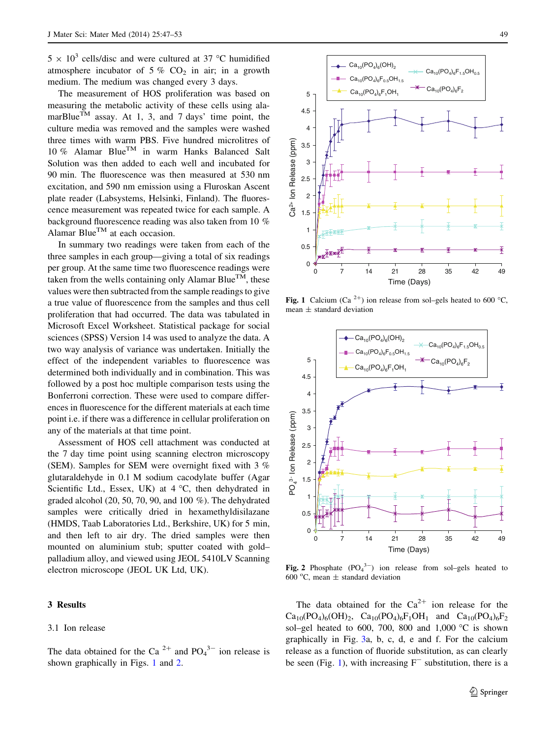$5 \times 10^3$ cells/disc and were cultured at 37 °C humidified atmosphere incubator of 5 % $CO_2$ in air; in a growth medium. The medium was changed every 3 days.

The measurement of HOS proliferation was based on measuring the metabolic activity of these cells using alamarBlue™ assay. At 1, 3, and 7 days' time point, the culture media was removed and the samples were washed three times with warm PBS. Five hundred microlitres of 10 % Alamar Blue™ in warm Hanks Balanced Salt Solution was then added to each well and incubated for 90 min. The fluorescence was then measured at 530 nm excitation, and 590 nm emission using a Fluroskan Ascent plate reader (Labsystems, Helsinki, Finland). The fluorescence measurement was repeated twice for each sample. A background fluorescence reading was also taken from 10 % Alamar Blue™ at each occasion.

In summary two readings were taken from each of the three samples in each group—giving a total of six readings per group. At the same time two fluorescence readings were taken from the wells containing only Alamar Blue™, these values were then subtracted from the sample readings to give a true value of fluorescence from the samples and thus cell proliferation that had occurred. The data was tabulated in Microsoft Excel Worksheet. Statistical package for social sciences (SPSS) Version 14 was used to analyze the data. A two way analysis of variance was undertaken. Initially the effect of the independent variables to fluorescence was determined both individually and in combination. This was followed by a post hoc multiple comparison tests using the Bonferroni correction. These were used to compare differences in fluorescence for the different materials at each time point i.e. if there was a difference in cellular proliferation on any of the materials at that time point.

Assessment of HOS cell attachment was conducted at the 7 day time point using scanning electron microscopy (SEM). Samples for SEM were overnight fixed with 3 % glutaraldehyde in 0.1 M sodium cacodylate buffer (Agar Scientific Ltd., Essex, UK) at 4 °C, then dehydrated in graded alcohol (20, 50, 70, 90, and 100 %). The dehydrated samples were critically dried in hexamethyldisilazane (HMDS, Taab Laboratories Ltd., Berkshire, UK) for 5 min, and then left to air dry. The dried samples were then mounted on aluminium stub; sputter coated with gold–palladium alloy, and viewed using JEOL 5410LV Scanning electron microscope (JEOL UK Ltd, UK).

## 3 Results

### 3.1 Ion release

The data obtained for the $Ca^{2+}$ and $PO_4^{3-}$ ion release is shown graphically in Figs. 1 and 2.

**Fig. 1** Calcium ($Ca^{2+}$) ion release from sol–gels heated to 600 °C, mean ± standard deviation

**Fig. 2** Phosphate ($PO_4^{3-}$) ion release from sol–gels heated to 600 °C, mean ± standard deviation

The data obtained for the $Ca^{2+}$ ion release for the $Ca_{10}(PO_4)_6(OH)_2$, $Ca_{10}(PO_4)_6F_1OH_1$ and $Ca_{10}(PO_4)_6F_2$ sol–gel heated to 600, 700, 800 and 1,000 °C is shown graphically in Fig. 3a, b, c, d, e and f. For the calcium release as a function of fluoride substitution, as can clearly be seen (Fig. 1), with increasing $F^-$ substitution, there is a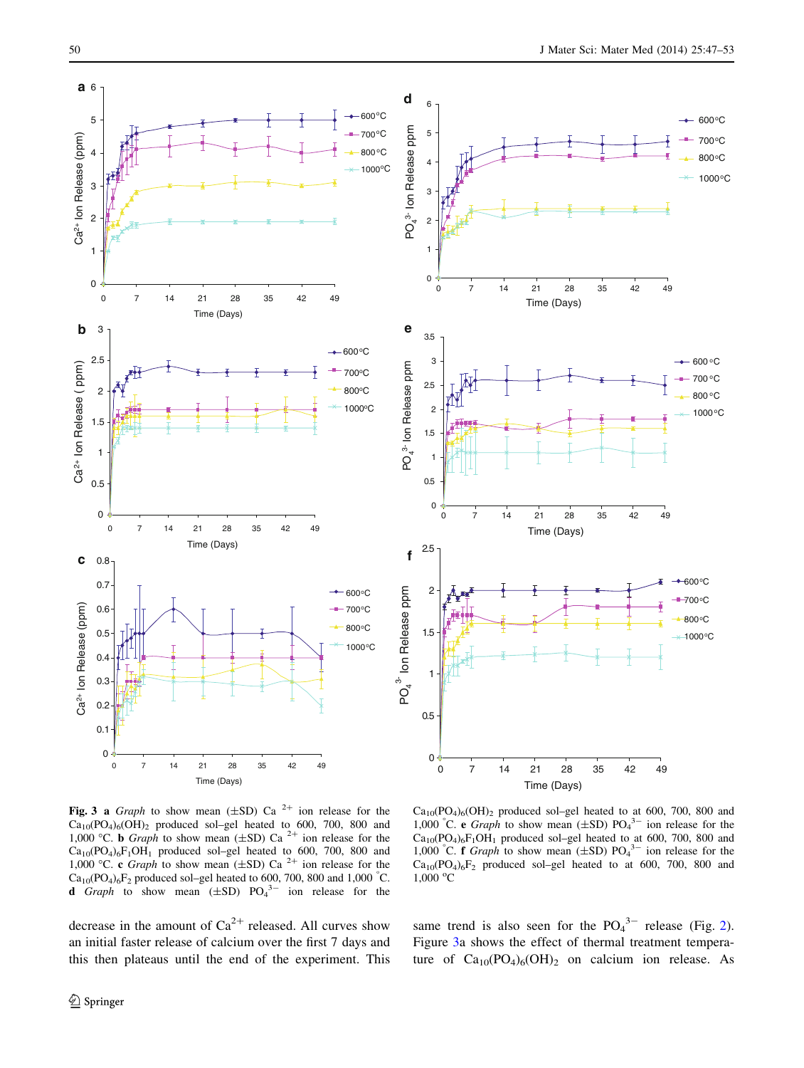**Fig. 3** **a** *Graph* to show mean (±SD) Ca $^{2+}$ ion release for the $Ca_{10}(PO_4)_6(OH)_2$ produced sol–gel heated to 600, 700, 800 and 1,000 °C. **b** *Graph* to show mean (±SD) Ca $^{2+}$ ion release for the $Ca_{10}(PO_4)_6F_1OH_1$ produced sol–gel heated to 600, 700, 800 and 1,000 °C. **c** *Graph* to show mean (±SD) Ca $^{2+}$ ion release for the $Ca_{10}(PO_4)_6F_2$ produced sol–gel heated to 600, 700, 800 and 1,000 °C. **d** *Graph* to show mean (±SD) $PO_4^{3-}$ ion release for the $Ca_{10}(PO_4)_6(OH)_2$ produced sol–gel heated to at 600, 700, 800 and 1,000 °C. **e** *Graph* to show mean (±SD) $PO_4^{3-}$ ion release for the $Ca_{10}(PO_4)_6F_1OH_1$ produced sol–gel heated to at 600, 700, 800 and 1,000 °C. **f** *Graph* to show mean (±SD) $PO_4^{3-}$ ion release for the $Ca_{10}(PO_4)_6F_2$ produced sol–gel heated to at 600, 700, 800 and 1,000 °C

decrease in the amount of $Ca^{2+}$ released. All curves show an initial faster release of calcium over the first 7 days and this then plateaus until the end of the experiment. This same trend is also seen for the $PO_4^{3-}$ release (Fig. 2). Figure 3a shows the effect of thermal treatment temperature of $Ca_{10}(PO_4)_6(OH)_2$ on calcium ion release. As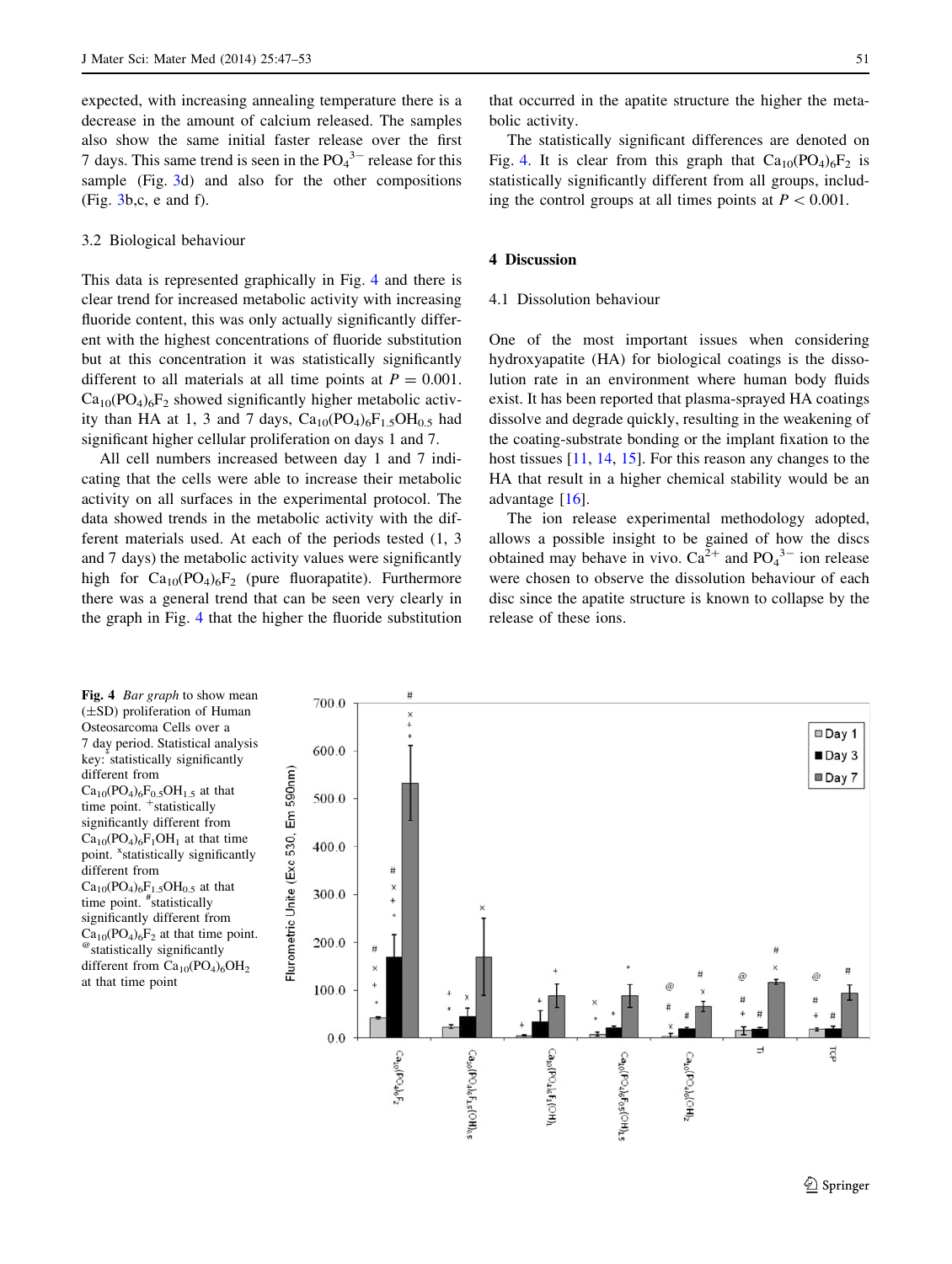expected, with increasing annealing temperature there is a decrease in the amount of calcium released. The samples also show the same initial faster release over the first 7 days. This same trend is seen in the $PO_4^{3-}$ release for this sample (Fig. 3d) and also for the other compositions (Fig. 3b,c, e and f).

### 3.2 Biological behaviour

This data is represented graphically in Fig. 4 and there is clear trend for increased metabolic activity with increasing fluoride content, this was only actually significantly different with the highest concentrations of fluoride substitution but at this concentration it was statistically significantly different to all materials at all time points at $P = 0.001$. $Ca_{10}(PO_4)_6F_2$ showed significantly higher metabolic activity than HA at 1, 3 and 7 days, $Ca_{10}(PO_4)_6F_{1.5}OH_{0.5}$ had significant higher cellular proliferation on days 1 and 7.

All cell numbers increased between day 1 and 7 indicating that the cells were able to increase their metabolic activity on all surfaces in the experimental protocol. The data showed trends in the metabolic activity with the different materials used. At each of the periods tested (1, 3 and 7 days) the metabolic activity values were significantly high for $Ca_{10}(PO_4)_6F_2$ (pure fluorapatite). Furthermore there was a general trend that can be seen very clearly in the graph in Fig. 4 that the higher the fluoride substitution that occurred in the apatite structure the higher the metabolic activity.

The statistically significant differences are denoted on Fig. 4. It is clear from this graph that $Ca_{10}(PO_4)_6F_2$ is statistically significantly different from all groups, including the control groups at all times points at $P < 0.001$.

## 4 Discussion

### 4.1 Dissolution behaviour

One of the most important issues when considering hydroxyapatite (HA) for biological coatings is the dissolution rate in an environment where human body fluids exist. It has been reported that plasma-sprayed HA coatings dissolve and degrade quickly, resulting in the weakening of the coating-substrate bonding or the implant fixation to the host tissues [11, 14, 15]. For this reason any changes to the HA that result in a higher chemical stability would be an advantage [16].

The ion release experimental methodology adopted, allows a possible insight to be gained of how the discs obtained may behave in vivo. $Ca^{2+}$ and $PO_4^{3-}$ ion release were chosen to observe the dissolution behaviour of each disc since the apatite structure is known to collapse by the release of these ions.

**Fig. 4** *Bar graph* to show mean (±SD) proliferation of Human Osteosarcoma Cells over a 7 day period. Statistical analysis key: *statistically significantly different from $Ca_{10}(PO_4)_6F_{0.5}OH_{1.5}$ at that time point. +statistically significantly different from $Ca_{10}(PO_4)_6F_1OH_1$ at that time point. xstatistically significantly different from $Ca_{10}(PO_4)_6F_{1.5}OH_{0.5}$ at that time point. #statistically significantly different from $Ca_{10}(PO_4)_6F_2$ at that time point. @statistically significantly different from $Ca_{10}(PO_4)_6OH_2$ at that time point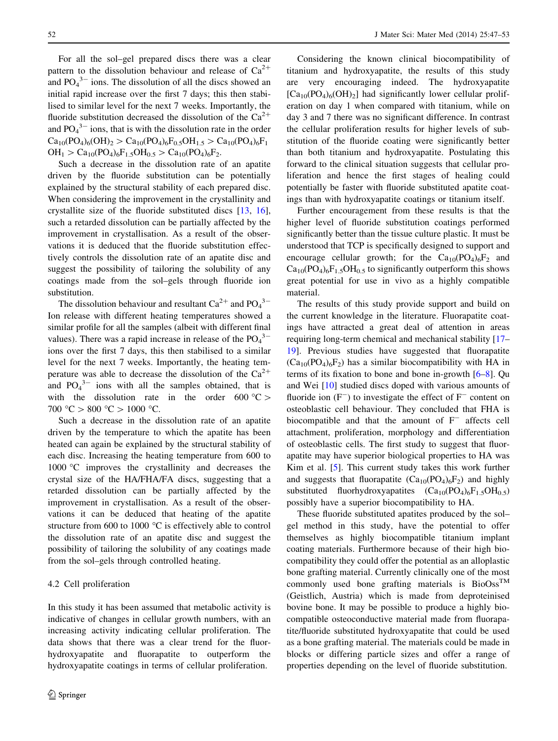For all the sol–gel prepared discs there was a clear pattern to the dissolution behaviour and release of $Ca^{2+}$ and $PO_4^{3-}$ ions. The dissolution of all the discs showed an initial rapid increase over the first 7 days; this then stabilised to similar level for the next 7 weeks. Importantly, the fluoride substitution decreased the dissolution of the $Ca^{2+}$ and $PO_4^{3-}$ ions, that is with the dissolution rate in the order $Ca_{10}(PO_4)_6(OH)_2 > Ca_{10}(PO_4)_6F_{0.5}OH_{1.5} > Ca_{10}(PO_4)_6F_1OH_1 > Ca_{10}(PO_4)_6F_{1.5}OH_{0.5} > Ca_{10}(PO_4)_6F_2$.

Such a decrease in the dissolution rate of an apatite driven by the fluoride substitution can be potentially explained by the structural stability of each prepared disc. When considering the improvement in the crystallinity and crystallite size of the fluoride substituted discs [13, 16], such a retarded dissolution can be partially affected by the improvement in crystallisation. As a result of the observations it is deduced that the fluoride substitution effectively controls the dissolution rate of an apatite disc and suggest the possibility of tailoring the solubility of any coatings made from the sol–gels through fluoride ion substitution.

The dissolution behaviour and resultant $Ca^{2+}$ and $PO_4^{3-}$ Ion release with different heating temperatures showed a similar profile for all the samples (albeit with different final values). There was a rapid increase in release of the $PO_4^{3-}$ ions over the first 7 days, this then stabilised to a similar level for the next 7 weeks. Importantly, the heating temperature was able to decrease the dissolution of the $Ca^{2+}$ and $PO_4^{3-}$ ions with all the samples obtained, that is with the dissolution rate in the order 600 °C > 700 °C > 800 °C > 1000 °C.

Such a decrease in the dissolution rate of an apatite driven by the temperature to which the apatite has been heated can again be explained by the structural stability of each disc. Increasing the heating temperature from 600 to 1000 °C improves the crystallinity and decreases the crystal size of the HA/FHA/FA discs, suggesting that a retarded dissolution can be partially affected by the improvement in crystallisation. As a result of the observations it can be deduced that heating of the apatite structure from 600 to 1000 °C is effectively able to control the dissolution rate of an apatite disc and suggest the possibility of tailoring the solubility of any coatings made from the sol–gels through controlled heating.

### 4.2 Cell proliferation

In this study it has been assumed that metabolic activity is indicative of changes in cellular growth numbers, with an increasing activity indicating cellular proliferation. The data shows that there was a clear trend for the fluorhydroxyapatite and fluorapatite to outperform the hydroxyapatite coatings in terms of cellular proliferation.

Considering the known clinical biocompatibility of titanium and hydroxyapatite, the results of this study are very encouraging indeed. The hydroxyapatite [$Ca_{10}(PO_4)_6(OH)_2$] had significantly lower cellular proliferation on day 1 when compared with titanium, while on day 3 and 7 there was no significant difference. In contrast the cellular proliferation results for higher levels of substitution of the fluoride coating were significantly better than both titanium and hydroxyapatite. Postulating this forward to the clinical situation suggests that cellular proliferation and hence the first stages of healing could potentially be faster with fluoride substituted apatite coatings than with hydroxyapatite coatings or titanium itself.

Further encouragement from these results is that the higher level of fluoride substitution coatings performed significantly better than the tissue culture plastic. It must be understood that TCP is specifically designed to support and encourage cellular growth; for the $Ca_{10}(PO_4)_6F_2$ and $Ca_{10}(PO_4)_6F_{1.5}OH_{0.5}$ to significantly outperform this shows great potential for use in vivo as a highly compatible material.

The results of this study provide support and build on the current knowledge in the literature. Fluorapatite coatings have attracted a great deal of attention in areas requiring long-term chemical and mechanical stability [17–19]. Previous studies have suggested that fluorapatite ($Ca_{10}(PO_4)_6F_2$) has a similar biocompatibility with HA in terms of its fixation to bone and bone in-growth [6–8]. Qu and Wei [10] studied discs doped with various amounts of fluoride ion ($F^-$) to investigate the effect of $F^-$ content on osteoblastic cell behaviour. They concluded that FHA is biocompatible and that the amount of $F^-$ affects cell attachment, proliferation, morphology and differentiation of osteoblastic cells. The first study to suggest that fluorapatite may have superior biological properties to HA was Kim et al. [5]. This current study takes this work further and suggests that fluorapatite ($Ca_{10}(PO_4)_6F_2$) and highly substituted fluorhydroxyapatites ($Ca_{10}(PO_4)_6F_{1.5}OH_{0.5}$) possibly have a superior biocompatibility to HA.

These fluoride substituted apatites produced by the sol–gel method in this study, have the potential to offer themselves as highly biocompatible titanium implant coating materials. Furthermore because of their high biocompatibility they could offer the potential as an alloplastic bone grafting material. Currently clinically one of the most commonly used bone grafting materials is BioOss™ (Geistlich, Austria) which is made from deproteinised bovine bone. It may be possible to produce a highly biocompatible osteoconductive material made from fluorapatite/fluoride substituted hydroxyapatite that could be used as a bone grafting material. The materials could be made in blocks or differing particle sizes and offer a range of properties depending on the level of fluoride substitution.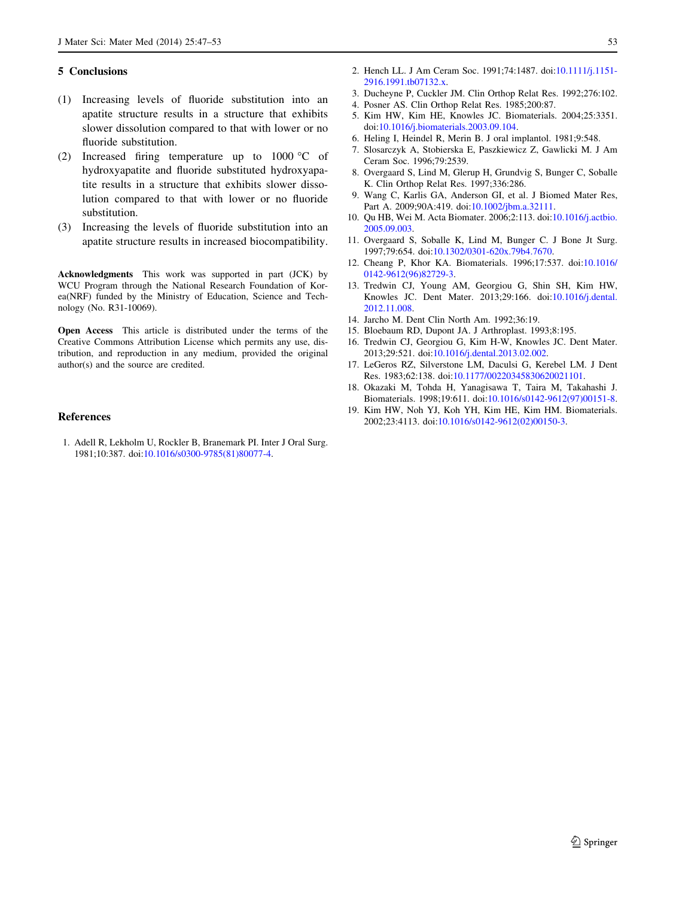## 5 Conclusions

(1) Increasing levels of fluoride substitution into an apatite structure results in a structure that exhibits slower dissolution compared to that with lower or no fluoride substitution.

(2) Increased firing temperature up to 1000 °C of hydroxyapatite and fluoride substituted hydroxyapatite results in a structure that exhibits slower dissolution compared to that with lower or no fluoride substitution.

(3) Increasing the levels of fluoride substitution into an apatite structure results in increased biocompatibility.

**Acknowledgments** This work was supported in part (JCK) by WCU Program through the National Research Foundation of Korea(NRF) funded by the Ministry of Education, Science and Technology (No. R31-10069).

**Open Access** This article is distributed under the terms of the Creative Commons Attribution License which permits any use, distribution, and reproduction in any medium, provided the original author(s) and the source are credited.

## References

1. Adell R, Lekholm U, Rockler B, Branemark PI. Inter J Oral Surg. 1981;10:387. doi:10.1016/s0300-9785(81)80077-4.
2. Hench LL. J Am Ceram Soc. 1991;74:1487. doi:10.1111/j.1151-2916.1991.tb07132.x.
3. Ducheyne P, Cuckler JM. Clin Orthop Relat Res. 1992;276:102.
4. Posner AS. Clin Orthop Relat Res. 1985;200:87.
5. Kim HW, Kim HE, Knowles JC. Biomaterials. 2004;25:3351. doi:10.1016/j.biomaterials.2003.09.104.
6. Heling I, Heindel R, Merin B. J oral implantol. 1981;9:548.
7. Slosarczyk A, Stobierska E, Paszkiewicz Z, Gawlicki M. J Am Ceram Soc. 1996;79:2539.
8. Overgaard S, Lind M, Glerup H, Grundvig S, Bunger C, Soballe K. Clin Orthop Relat Res. 1997;336:286.
9. Wang C, Karlis GA, Anderson GI, et al. J Biomed Mater Res, Part A. 2009;90A:419. doi:10.1002/jbm.a.32111.
10. Qu HB, Wei M. Acta Biomater. 2006;2:113. doi:10.1016/j.actbio.2005.09.003.
11. Overgaard S, Soballe K, Lind M, Bunger C. J Bone Jt Surg. 1997;79:654. doi:10.1302/0301-620x.79b4.7670.
12. Cheang P, Khor KA. Biomaterials. 1996;17:537. doi:10.1016/0142-9612(96)82729-3.
13. Tredwin CJ, Young AM, Georgiou G, Shin SH, Kim HW, Knowles JC. Dent Mater. 2013;29:166. doi:10.1016/j.dental.2012.11.008.
14. Jarcho M. Dent Clin North Am. 1992;36:19.
15. Bloebaum RD, Dupont JA. J Arthroplast. 1993;8:195.
16. Tredwin CJ, Georgiou G, Kim H-W, Knowles JC. Dent Mater. 2013;29:521. doi:10.1016/j.dental.2013.02.002.
17. LeGeros RZ, Silverstone LM, Daculsi G, Kerebel LM. J Dent Res. 1983;62:138. doi:10.1177/00220345830620021101.
18. Okazaki M, Tohda H, Yanagisawa T, Taira M, Takahashi J. Biomaterials. 1998;19:611. doi:10.1016/s0142-9612(97)00151-8.
19. Kim HW, Noh YJ, Koh YH, Kim HE, Kim HM. Biomaterials. 2002;23:4113. doi:10.1016/s0142-9612(02)00150-3.